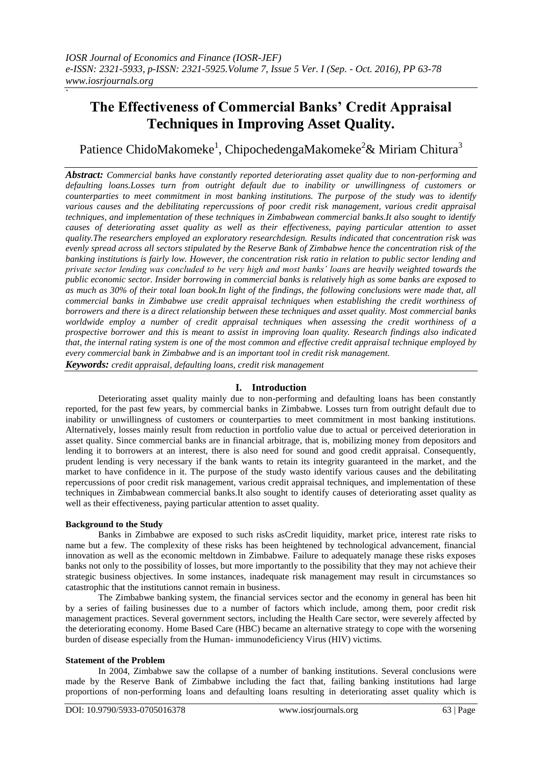# The Effectiveness of Commercial Banks' Credit Appraisal Techniques in Improving Asset Quality.

Patience ChidoMakomeke[1], ChipochedengaMakomeke[2]& Miriam Chitura[3]

***Abstract:*** *Commercial banks have constantly reported deteriorating asset quality due to non-performing and defaulting loans.Losses turn from outright default due to inability or unwillingness of customers or counterparties to meet commitment in most banking institutions. The purpose of the study was to identify various causes and the debilitating repercussions of poor credit risk management, various credit appraisal techniques, and implementation of these techniques in Zimbabwean commercial banks.It also sought to identify causes of deteriorating asset quality as well as their effectiveness, paying particular attention to asset quality.The researchers employed an exploratory researchdesign. Results indicated that concentration risk was evenly spread across all sectors stipulated by the Reserve Bank of Zimbabwe hence the concentration risk of the banking institutions is fairly low. However, the concentration risk ratio in relation to public sector lending and private sector lending was concluded to be very high and most banks' loans are heavily weighted towards the public economic sector. Insider borrowing in commercial banks is relatively high as some banks are exposed to as much as 30% of their total loan book.In light of the findings, the following conclusions were made that, all commercial banks in Zimbabwe use credit appraisal techniques when establishing the credit worthiness of borrowers and there is a direct relationship between these techniques and asset quality. Most commercial banks worldwide employ a number of credit appraisal techniques when assessing the credit worthiness of a prospective borrower and this is meant to assist in improving loan quality. Research findings also indicated that, the internal rating system is one of the most common and effective credit appraisal technique employed by every commercial bank in Zimbabwe and is an important tool in credit risk management.*

***Keywords:*** *credit appraisal, defaulting loans, credit risk management*

## I. Introduction

Deteriorating asset quality mainly due to non-performing and defaulting loans has been constantly reported, for the past few years, by commercial banks in Zimbabwe. Losses turn from outright default due to inability or unwillingness of customers or counterparties to meet commitment in most banking institutions. Alternatively, losses mainly result from reduction in portfolio value due to actual or perceived deterioration in asset quality. Since commercial banks are in financial arbitrage, that is, mobilizing money from depositors and lending it to borrowers at an interest, there is also need for sound and good credit appraisal. Consequently, prudent lending is very necessary if the bank wants to retain its integrity guaranteed in the market, and the market to have confidence in it. The purpose of the study wasto identify various causes and the debilitating repercussions of poor credit risk management, various credit appraisal techniques, and implementation of these techniques in Zimbabwean commercial banks.It also sought to identify causes of deteriorating asset quality as well as their effectiveness, paying particular attention to asset quality.

### Background to the Study

Banks in Zimbabwe are exposed to such risks asCredit liquidity, market price, interest rate risks to name but a few. The complexity of these risks has been heightened by technological advancement, financial innovation as well as the economic meltdown in Zimbabwe. Failure to adequately manage these risks exposes banks not only to the possibility of losses, but more importantly to the possibility that they may not achieve their strategic business objectives. In some instances, inadequate risk management may result in circumstances so catastrophic that the institutions cannot remain in business.

The Zimbabwe banking system, the financial services sector and the economy in general has been hit by a series of failing businesses due to a number of factors which include, among them, poor credit risk management practices. Several government sectors, including the Health Care sector, were severely affected by the deteriorating economy. Home Based Care (HBC) became an alternative strategy to cope with the worsening burden of disease especially from the Human- immunodeficiency Virus (HIV) victims.

### Statement of the Problem

In 2004, Zimbabwe saw the collapse of a number of banking institutions. Several conclusions were made by the Reserve Bank of Zimbabwe including the fact that, failing banking institutions had large proportions of non-performing loans and defaulting loans resulting in deteriorating asset quality which is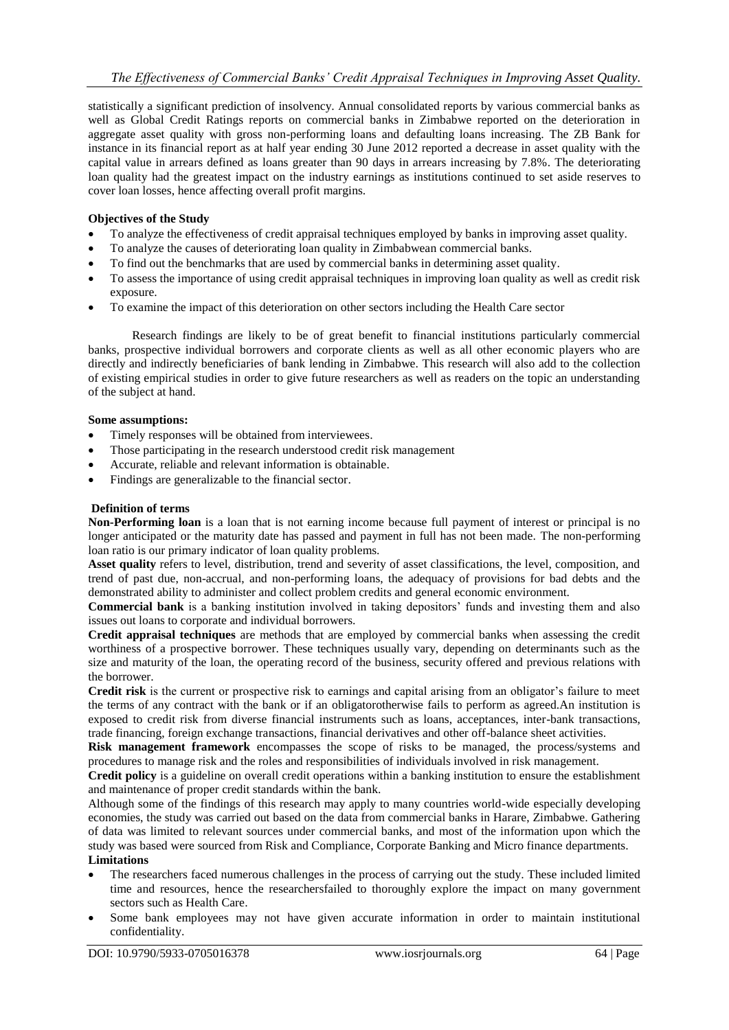statistically a significant prediction of insolvency. Annual consolidated reports by various commercial banks as well as Global Credit Ratings reports on commercial banks in Zimbabwe reported on the deterioration in aggregate asset quality with gross non-performing loans and defaulting loans increasing. The ZB Bank for instance in its financial report as at half year ending 30 June 2012 reported a decrease in asset quality with the capital value in arrears defined as loans greater than 90 days in arrears increasing by 7.8%. The deteriorating loan quality had the greatest impact on the industry earnings as institutions continued to set aside reserves to cover loan losses, hence affecting overall profit margins.

**Objectives of the Study**

- To analyze the effectiveness of credit appraisal techniques employed by banks in improving asset quality.
- To analyze the causes of deteriorating loan quality in Zimbabwean commercial banks.
- To find out the benchmarks that are used by commercial banks in determining asset quality.
- To assess the importance of using credit appraisal techniques in improving loan quality as well as credit risk exposure.
- To examine the impact of this deterioration on other sectors including the Health Care sector

Research findings are likely to be of great benefit to financial institutions particularly commercial banks, prospective individual borrowers and corporate clients as well as all other economic players who are directly and indirectly beneficiaries of bank lending in Zimbabwe. This research will also add to the collection of existing empirical studies in order to give future researchers as well as readers on the topic an understanding of the subject at hand.

**Some assumptions:**

- Timely responses will be obtained from interviewees.
- Those participating in the research understood credit risk management
- Accurate, reliable and relevant information is obtainable.
- Findings are generalizable to the financial sector.

**Definition of terms**

**Non-Performing loan** is a loan that is not earning income because full payment of interest or principal is no longer anticipated or the maturity date has passed and payment in full has not been made. The non-performing loan ratio is our primary indicator of loan quality problems.

**Asset quality** refers to level, distribution, trend and severity of asset classifications, the level, composition, and trend of past due, non-accrual, and non-performing loans, the adequacy of provisions for bad debts and the demonstrated ability to administer and collect problem credits and general economic environment.

**Commercial bank** is a banking institution involved in taking depositors' funds and investing them and also issues out loans to corporate and individual borrowers.

**Credit appraisal techniques** are methods that are employed by commercial banks when assessing the credit worthiness of a prospective borrower. These techniques usually vary, depending on determinants such as the size and maturity of the loan, the operating record of the business, security offered and previous relations with the borrower.

**Credit risk** is the current or prospective risk to earnings and capital arising from an obligator's failure to meet the terms of any contract with the bank or if an obligatorotherwise fails to perform as agreed.An institution is exposed to credit risk from diverse financial instruments such as loans, acceptances, inter-bank transactions, trade financing, foreign exchange transactions, financial derivatives and other off-balance sheet activities.

**Risk management framework** encompasses the scope of risks to be managed, the process/systems and procedures to manage risk and the roles and responsibilities of individuals involved in risk management.

**Credit policy** is a guideline on overall credit operations within a banking institution to ensure the establishment and maintenance of proper credit standards within the bank.

Although some of the findings of this research may apply to many countries world-wide especially developing economies, the study was carried out based on the data from commercial banks in Harare, Zimbabwe. Gathering of data was limited to relevant sources under commercial banks, and most of the information upon which the study was based were sourced from Risk and Compliance, Corporate Banking and Micro finance departments.

**Limitations**

- The researchers faced numerous challenges in the process of carrying out the study. These included limited time and resources, hence the researchersfailed to thoroughly explore the impact on many government sectors such as Health Care.
- Some bank employees may not have given accurate information in order to maintain institutional confidentiality.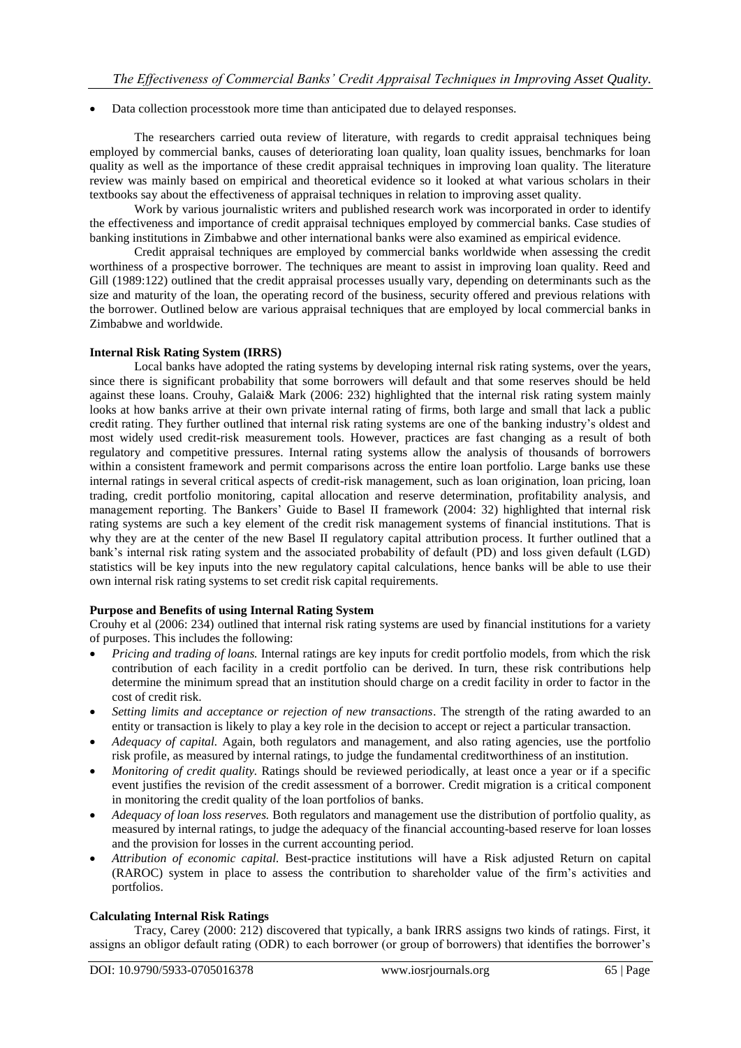- Data collection processtook more time than anticipated due to delayed responses.

The researchers carried outa review of literature, with regards to credit appraisal techniques being employed by commercial banks, causes of deteriorating loan quality, loan quality issues, benchmarks for loan quality as well as the importance of these credit appraisal techniques in improving loan quality. The literature review was mainly based on empirical and theoretical evidence so it looked at what various scholars in their textbooks say about the effectiveness of appraisal techniques in relation to improving asset quality.

Work by various journalistic writers and published research work was incorporated in order to identify the effectiveness and importance of credit appraisal techniques employed by commercial banks. Case studies of banking institutions in Zimbabwe and other international banks were also examined as empirical evidence.

Credit appraisal techniques are employed by commercial banks worldwide when assessing the credit worthiness of a prospective borrower. The techniques are meant to assist in improving loan quality. Reed and Gill (1989:122) outlined that the credit appraisal processes usually vary, depending on determinants such as the size and maturity of the loan, the operating record of the business, security offered and previous relations with the borrower. Outlined below are various appraisal techniques that are employed by local commercial banks in Zimbabwe and worldwide.

**Internal Risk Rating System (IRRS)**

Local banks have adopted the rating systems by developing internal risk rating systems, over the years, since there is significant probability that some borrowers will default and that some reserves should be held against these loans. Crouhy, Galai& Mark (2006: 232) highlighted that the internal risk rating system mainly looks at how banks arrive at their own private internal rating of firms, both large and small that lack a public credit rating. They further outlined that internal risk rating systems are one of the banking industry's oldest and most widely used credit-risk measurement tools. However, practices are fast changing as a result of both regulatory and competitive pressures. Internal rating systems allow the analysis of thousands of borrowers within a consistent framework and permit comparisons across the entire loan portfolio. Large banks use these internal ratings in several critical aspects of credit-risk management, such as loan origination, loan pricing, loan trading, credit portfolio monitoring, capital allocation and reserve determination, profitability analysis, and management reporting. The Bankers' Guide to Basel II framework (2004: 32) highlighted that internal risk rating systems are such a key element of the credit risk management systems of financial institutions. That is why they are at the center of the new Basel II regulatory capital attribution process. It further outlined that a bank's internal risk rating system and the associated probability of default (PD) and loss given default (LGD) statistics will be key inputs into the new regulatory capital calculations, hence banks will be able to use their own internal risk rating systems to set credit risk capital requirements.

**Purpose and Benefits of using Internal Rating System**

Crouhy et al (2006: 234) outlined that internal risk rating systems are used by financial institutions for a variety of purposes. This includes the following:

- *Pricing and trading of loans.* Internal ratings are key inputs for credit portfolio models, from which the risk contribution of each facility in a credit portfolio can be derived. In turn, these risk contributions help determine the minimum spread that an institution should charge on a credit facility in order to factor in the cost of credit risk.
- *Setting limits and acceptance or rejection of new transactions*. The strength of the rating awarded to an entity or transaction is likely to play a key role in the decision to accept or reject a particular transaction.
- *Adequacy of capital.* Again, both regulators and management, and also rating agencies, use the portfolio risk profile, as measured by internal ratings, to judge the fundamental creditworthiness of an institution.
- *Monitoring of credit quality.* Ratings should be reviewed periodically, at least once a year or if a specific event justifies the revision of the credit assessment of a borrower. Credit migration is a critical component in monitoring the credit quality of the loan portfolios of banks.
- *Adequacy of loan loss reserves.* Both regulators and management use the distribution of portfolio quality, as measured by internal ratings, to judge the adequacy of the financial accounting-based reserve for loan losses and the provision for losses in the current accounting period.
- *Attribution of economic capital.* Best-practice institutions will have a Risk adjusted Return on capital (RAROC) system in place to assess the contribution to shareholder value of the firm's activities and portfolios.

**Calculating Internal Risk Ratings**

Tracy, Carey (2000: 212) discovered that typically, a bank IRRS assigns two kinds of ratings. First, it assigns an obligor default rating (ODR) to each borrower (or group of borrowers) that identifies the borrower's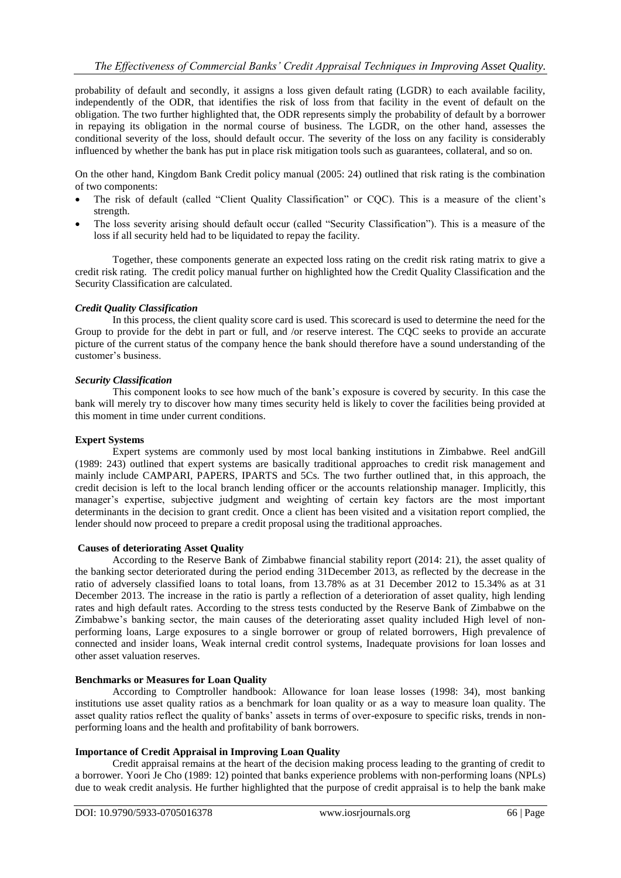probability of default and secondly, it assigns a loss given default rating (LGDR) to each available facility, independently of the ODR, that identifies the risk of loss from that facility in the event of default on the obligation. The two further highlighted that, the ODR represents simply the probability of default by a borrower in repaying its obligation in the normal course of business. The LGDR, on the other hand, assesses the conditional severity of the loss, should default occur. The severity of the loss on any facility is considerably influenced by whether the bank has put in place risk mitigation tools such as guarantees, collateral, and so on.

On the other hand, Kingdom Bank Credit policy manual (2005: 24) outlined that risk rating is the combination of two components:

- The risk of default (called "Client Quality Classification" or CQC). This is a measure of the client's strength.
- The loss severity arising should default occur (called "Security Classification"). This is a measure of the loss if all security held had to be liquidated to repay the facility.

Together, these components generate an expected loss rating on the credit risk rating matrix to give a credit risk rating. The credit policy manual further on highlighted how the Credit Quality Classification and the Security Classification are calculated.

***Credit Quality Classification***

In this process, the client quality score card is used. This scorecard is used to determine the need for the Group to provide for the debt in part or full, and /or reserve interest. The CQC seeks to provide an accurate picture of the current status of the company hence the bank should therefore have a sound understanding of the customer's business.

***Security Classification***

This component looks to see how much of the bank's exposure is covered by security. In this case the bank will merely try to discover how many times security held is likely to cover the facilities being provided at this moment in time under current conditions.

**Expert Systems**

Expert systems are commonly used by most local banking institutions in Zimbabwe. Reel andGill (1989: 243) outlined that expert systems are basically traditional approaches to credit risk management and mainly include CAMPARI, PAPERS, IPARTS and 5Cs. The two further outlined that, in this approach, the credit decision is left to the local branch lending officer or the accounts relationship manager. Implicitly, this manager's expertise, subjective judgment and weighting of certain key factors are the most important determinants in the decision to grant credit. Once a client has been visited and a visitation report complied, the lender should now proceed to prepare a credit proposal using the traditional approaches.

**Causes of deteriorating Asset Quality**

According to the Reserve Bank of Zimbabwe financial stability report (2014: 21), the asset quality of the banking sector deteriorated during the period ending 31December 2013, as reflected by the decrease in the ratio of adversely classified loans to total loans, from 13.78% as at 31 December 2012 to 15.34% as at 31 December 2013. The increase in the ratio is partly a reflection of a deterioration of asset quality, high lending rates and high default rates. According to the stress tests conducted by the Reserve Bank of Zimbabwe on the Zimbabwe's banking sector, the main causes of the deteriorating asset quality included High level of non-performing loans, Large exposures to a single borrower or group of related borrowers, High prevalence of connected and insider loans, Weak internal credit control systems, Inadequate provisions for loan losses and other asset valuation reserves.

**Benchmarks or Measures for Loan Quality**

According to Comptroller handbook: Allowance for loan lease losses (1998: 34), most banking institutions use asset quality ratios as a benchmark for loan quality or as a way to measure loan quality. The asset quality ratios reflect the quality of banks' assets in terms of over-exposure to specific risks, trends in non-performing loans and the health and profitability of bank borrowers.

**Importance of Credit Appraisal in Improving Loan Quality**

Credit appraisal remains at the heart of the decision making process leading to the granting of credit to a borrower. Yoori Je Cho (1989: 12) pointed that banks experience problems with non-performing loans (NPLs) due to weak credit analysis. He further highlighted that the purpose of credit appraisal is to help the bank make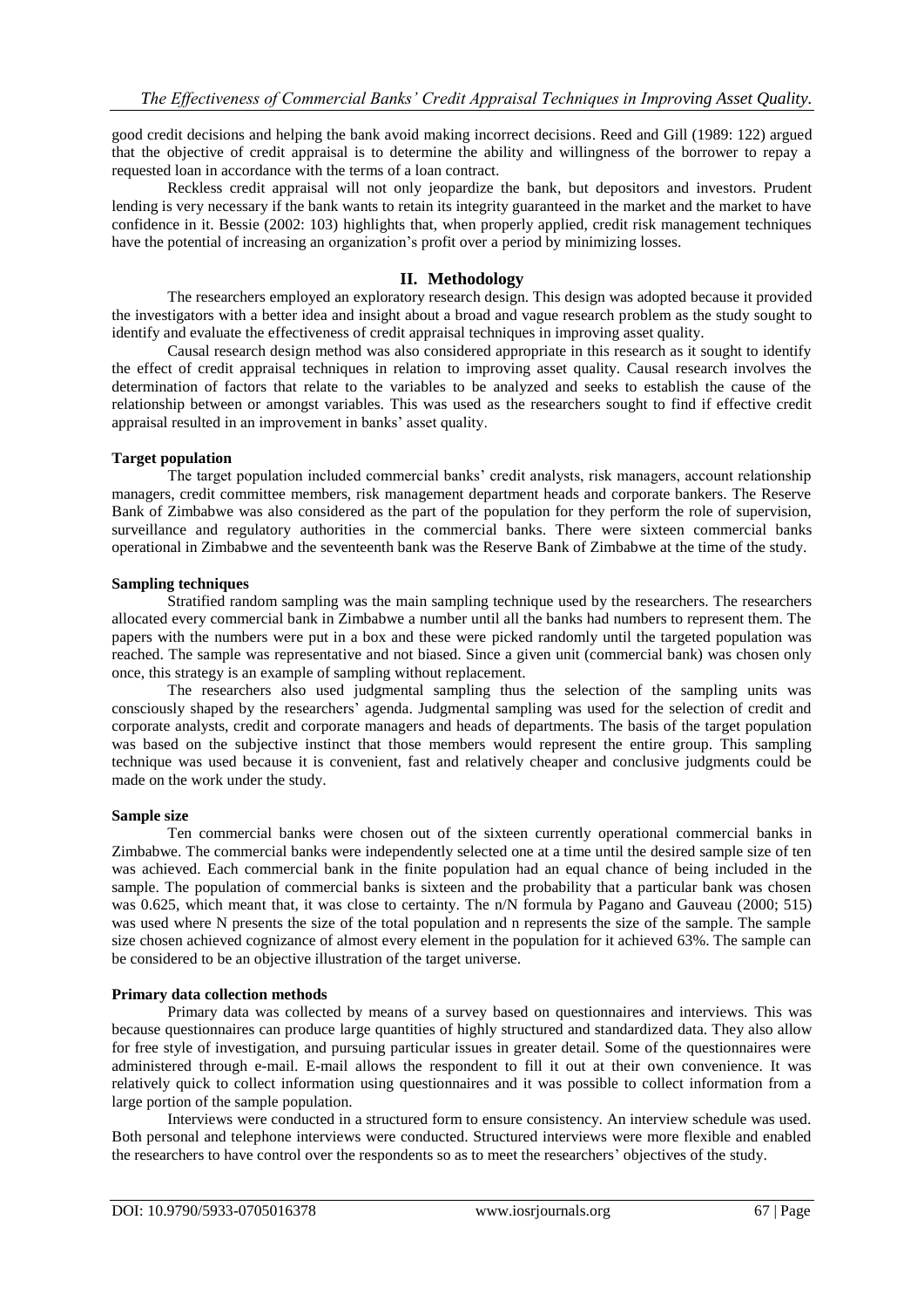good credit decisions and helping the bank avoid making incorrect decisions. Reed and Gill (1989: 122) argued that the objective of credit appraisal is to determine the ability and willingness of the borrower to repay a requested loan in accordance with the terms of a loan contract.

Reckless credit appraisal will not only jeopardize the bank, but depositors and investors. Prudent lending is very necessary if the bank wants to retain its integrity guaranteed in the market and the market to have confidence in it. Bessie (2002: 103) highlights that, when properly applied, credit risk management techniques have the potential of increasing an organization's profit over a period by minimizing losses.

## II. Methodology

The researchers employed an exploratory research design. This design was adopted because it provided the investigators with a better idea and insight about a broad and vague research problem as the study sought to identify and evaluate the effectiveness of credit appraisal techniques in improving asset quality.

Causal research design method was also considered appropriate in this research as it sought to identify the effect of credit appraisal techniques in relation to improving asset quality. Causal research involves the determination of factors that relate to the variables to be analyzed and seeks to establish the cause of the relationship between or amongst variables. This was used as the researchers sought to find if effective credit appraisal resulted in an improvement in banks' asset quality.

### Target population

The target population included commercial banks' credit analysts, risk managers, account relationship managers, credit committee members, risk management department heads and corporate bankers. The Reserve Bank of Zimbabwe was also considered as the part of the population for they perform the role of supervision, surveillance and regulatory authorities in the commercial banks. There were sixteen commercial banks operational in Zimbabwe and the seventeenth bank was the Reserve Bank of Zimbabwe at the time of the study.

### Sampling techniques

Stratified random sampling was the main sampling technique used by the researchers. The researchers allocated every commercial bank in Zimbabwe a number until all the banks had numbers to represent them. The papers with the numbers were put in a box and these were picked randomly until the targeted population was reached. The sample was representative and not biased. Since a given unit (commercial bank) was chosen only once, this strategy is an example of sampling without replacement.

The researchers also used judgmental sampling thus the selection of the sampling units was consciously shaped by the researchers' agenda. Judgmental sampling was used for the selection of credit and corporate analysts, credit and corporate managers and heads of departments. The basis of the target population was based on the subjective instinct that those members would represent the entire group. This sampling technique was used because it is convenient, fast and relatively cheaper and conclusive judgments could be made on the work under the study.

### Sample size

Ten commercial banks were chosen out of the sixteen currently operational commercial banks in Zimbabwe. The commercial banks were independently selected one at a time until the desired sample size of ten was achieved. Each commercial bank in the finite population had an equal chance of being included in the sample. The population of commercial banks is sixteen and the probability that a particular bank was chosen was 0.625, which meant that, it was close to certainty. The n/N formula by Pagano and Gauveau (2000; 515) was used where N presents the size of the total population and n represents the size of the sample. The sample size chosen achieved cognizance of almost every element in the population for it achieved 63%. The sample can be considered to be an objective illustration of the target universe.

### Primary data collection methods

Primary data was collected by means of a survey based on questionnaires and interviews. This was because questionnaires can produce large quantities of highly structured and standardized data. They also allow for free style of investigation, and pursuing particular issues in greater detail. Some of the questionnaires were administered through e-mail. E-mail allows the respondent to fill it out at their own convenience. It was relatively quick to collect information using questionnaires and it was possible to collect information from a large portion of the sample population.

Interviews were conducted in a structured form to ensure consistency. An interview schedule was used. Both personal and telephone interviews were conducted. Structured interviews were more flexible and enabled the researchers to have control over the respondents so as to meet the researchers' objectives of the study.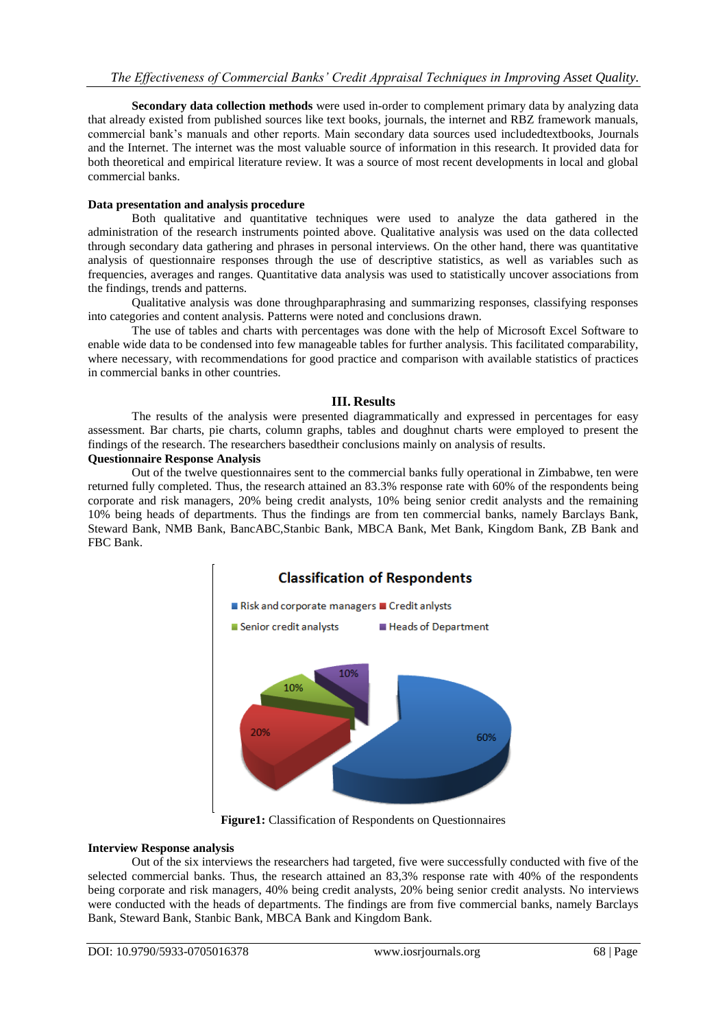**Secondary data collection methods** were used in-order to complement primary data by analyzing data that already existed from published sources like text books, journals, the internet and RBZ framework manuals, commercial bank's manuals and other reports. Main secondary data sources used includedtextbooks, Journals and the Internet. The internet was the most valuable source of information in this research. It provided data for both theoretical and empirical literature review. It was a source of most recent developments in local and global commercial banks.

**Data presentation and analysis procedure**

Both qualitative and quantitative techniques were used to analyze the data gathered in the administration of the research instruments pointed above. Qualitative analysis was used on the data collected through secondary data gathering and phrases in personal interviews. On the other hand, there was quantitative analysis of questionnaire responses through the use of descriptive statistics, as well as variables such as frequencies, averages and ranges. Quantitative data analysis was used to statistically uncover associations from the findings, trends and patterns.

Qualitative analysis was done throughparaphrasing and summarizing responses, classifying responses into categories and content analysis. Patterns were noted and conclusions drawn.

The use of tables and charts with percentages was done with the help of Microsoft Excel Software to enable wide data to be condensed into few manageable tables for further analysis. This facilitated comparability, where necessary, with recommendations for good practice and comparison with available statistics of practices in commercial banks in other countries.

## III. Results

The results of the analysis were presented diagrammatically and expressed in percentages for easy assessment. Bar charts, pie charts, column graphs, tables and doughnut charts were employed to present the findings of the research. The researchers basedtheir conclusions mainly on analysis of results.

**Questionnaire Response Analysis**

Out of the twelve questionnaires sent to the commercial banks fully operational in Zimbabwe, ten were returned fully completed. Thus, the research attained an 83.3% response rate with 60% of the respondents being corporate and risk managers, 20% being credit analysts, 10% being senior credit analysts and the remaining 10% being heads of departments. Thus the findings are from ten commercial banks, namely Barclays Bank, Steward Bank, NMB Bank, BancABC,Stanbic Bank, MBCA Bank, Met Bank, Kingdom Bank, ZB Bank and FBC Bank.

**Figure1:** Classification of Respondents on Questionnaires

**Interview Response analysis**

Out of the six interviews the researchers had targeted, five were successfully conducted with five of the selected commercial banks. Thus, the research attained an 83,3% response rate with 40% of the respondents being corporate and risk managers, 40% being credit analysts, 20% being senior credit analysts. No interviews were conducted with the heads of departments. The findings are from five commercial banks, namely Barclays Bank, Steward Bank, Stanbic Bank, MBCA Bank and Kingdom Bank.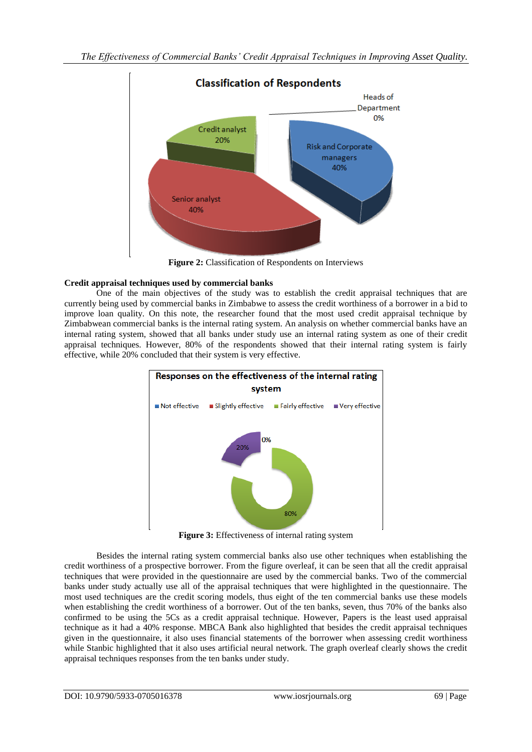**Figure 2:** Classification of Respondents on Interviews

**Credit appraisal techniques used by commercial banks**

One of the main objectives of the study was to establish the credit appraisal techniques that are currently being used by commercial banks in Zimbabwe to assess the credit worthiness of a borrower in a bid to improve loan quality. On this note, the researcher found that the most used credit appraisal technique by Zimbabwean commercial banks is the internal rating system. An analysis on whether commercial banks have an internal rating system, showed that all banks under study use an internal rating system as one of their credit appraisal techniques. However, 80% of the respondents showed that their internal rating system is fairly effective, while 20% concluded that their system is very effective.

**Figure 3:** Effectiveness of internal rating system

Besides the internal rating system commercial banks also use other techniques when establishing the credit worthiness of a prospective borrower. From the figure overleaf, it can be seen that all the credit appraisal techniques that were provided in the questionnaire are used by the commercial banks. Two of the commercial banks under study actually use all of the appraisal techniques that were highlighted in the questionnaire. The most used techniques are the credit scoring models, thus eight of the ten commercial banks use these models when establishing the credit worthiness of a borrower. Out of the ten banks, seven, thus 70% of the banks also confirmed to be using the 5Cs as a credit appraisal technique. However, Papers is the least used appraisal technique as it had a 40% response. MBCA Bank also highlighted that besides the credit appraisal techniques given in the questionnaire, it also uses financial statements of the borrower when assessing credit worthiness while Stanbic highlighted that it also uses artificial neural network. The graph overleaf clearly shows the credit appraisal techniques responses from the ten banks under study.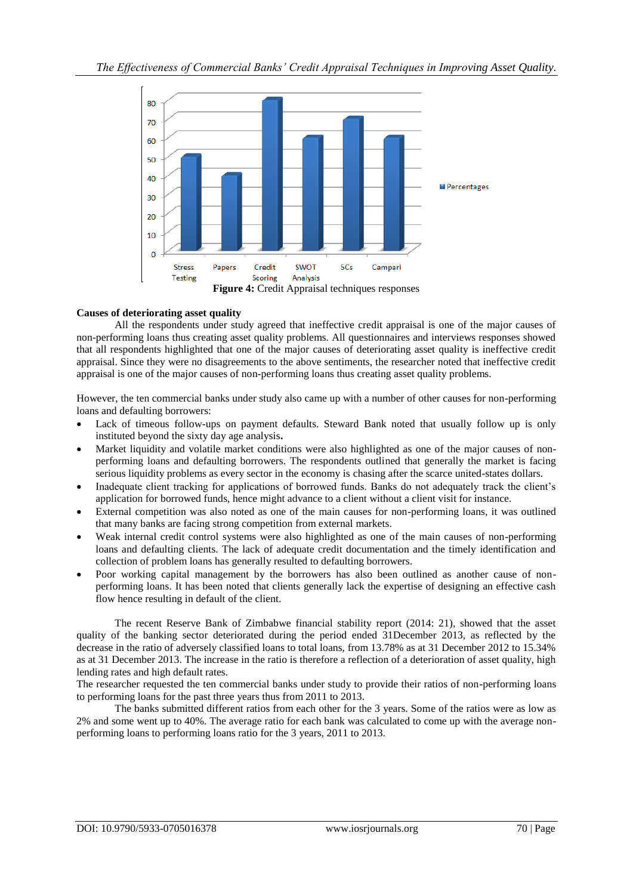Figure 4: Credit Appraisal techniques responses

**Causes of deteriorating asset quality**

All the respondents under study agreed that ineffective credit appraisal is one of the major causes of non-performing loans thus creating asset quality problems. All questionnaires and interviews responses showed that all respondents highlighted that one of the major causes of deteriorating asset quality is ineffective credit appraisal. Since they were no disagreements to the above sentiments, the researcher noted that ineffective credit appraisal is one of the major causes of non-performing loans thus creating asset quality problems.

However, the ten commercial banks under study also came up with a number of other causes for non-performing loans and defaulting borrowers:

- Lack of timeous follow-ups on payment defaults. Steward Bank noted that usually follow up is only instituted beyond the sixty day age analysis**.**
- Market liquidity and volatile market conditions were also highlighted as one of the major causes of non-performing loans and defaulting borrowers. The respondents outlined that generally the market is facing serious liquidity problems as every sector in the economy is chasing after the scarce united-states dollars.
- Inadequate client tracking for applications of borrowed funds. Banks do not adequately track the client's application for borrowed funds, hence might advance to a client without a client visit for instance.
- External competition was also noted as one of the main causes for non-performing loans, it was outlined that many banks are facing strong competition from external markets.
- Weak internal credit control systems were also highlighted as one of the main causes of non-performing loans and defaulting clients. The lack of adequate credit documentation and the timely identification and collection of problem loans has generally resulted to defaulting borrowers.
- Poor working capital management by the borrowers has also been outlined as another cause of non-performing loans. It has been noted that clients generally lack the expertise of designing an effective cash flow hence resulting in default of the client.

The recent Reserve Bank of Zimbabwe financial stability report (2014: 21), showed that the asset quality of the banking sector deteriorated during the period ended 31December 2013, as reflected by the decrease in the ratio of adversely classified loans to total loans, from 13.78% as at 31 December 2012 to 15.34% as at 31 December 2013. The increase in the ratio is therefore a reflection of a deterioration of asset quality, high lending rates and high default rates.

The researcher requested the ten commercial banks under study to provide their ratios of non-performing loans to performing loans for the past three years thus from 2011 to 2013.

The banks submitted different ratios from each other for the 3 years. Some of the ratios were as low as 2% and some went up to 40%. The average ratio for each bank was calculated to come up with the average non-performing loans to performing loans ratio for the 3 years, 2011 to 2013.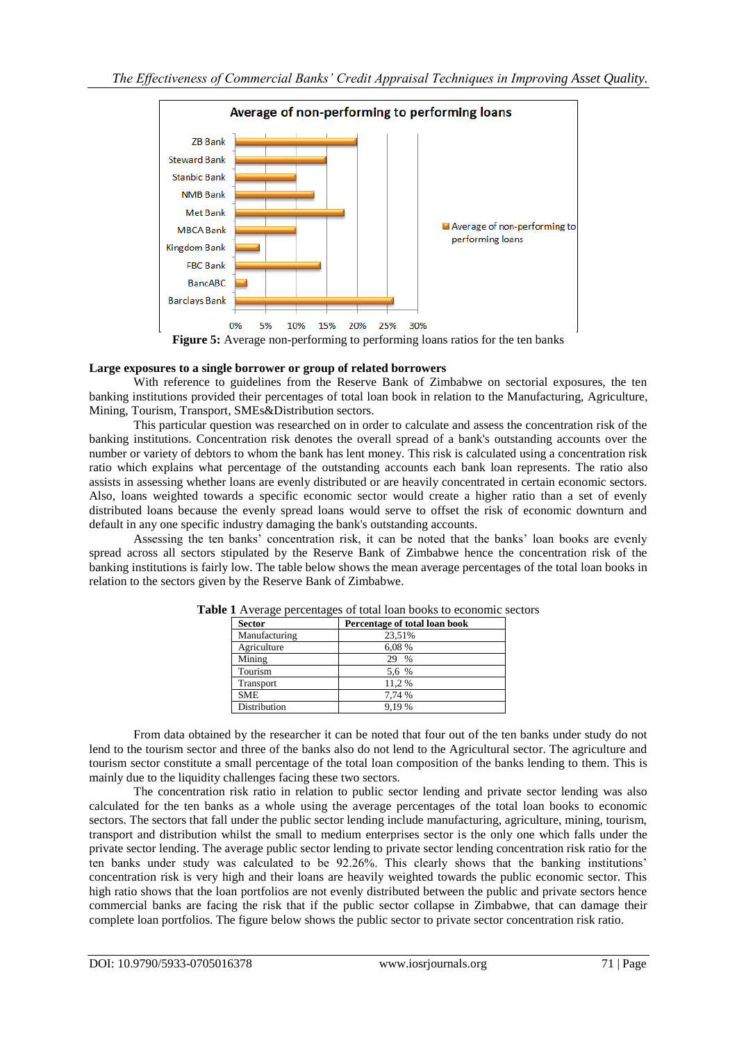**Figure 5:** Average non-performing to performing loans ratios for the ten banks

**Large exposures to a single borrower or group of related borrowers**

With reference to guidelines from the Reserve Bank of Zimbabwe on sectorial exposures, the ten banking institutions provided their percentages of total loan book in relation to the Manufacturing, Agriculture, Mining, Tourism, Transport, SMEs&Distribution sectors.

This particular question was researched on in order to calculate and assess the concentration risk of the banking institutions. Concentration risk denotes the overall spread of a bank's outstanding accounts over the number or variety of debtors to whom the bank has lent money. This risk is calculated using a concentration risk ratio which explains what percentage of the outstanding accounts each bank loan represents. The ratio also assists in assessing whether loans are evenly distributed or are heavily concentrated in certain economic sectors. Also, loans weighted towards a specific economic sector would create a higher ratio than a set of evenly distributed loans because the evenly spread loans would serve to offset the risk of economic downturn and default in any one specific industry damaging the bank's outstanding accounts.

Assessing the ten banks' concentration risk, it can be noted that the banks' loan books are evenly spread across all sectors stipulated by the Reserve Bank of Zimbabwe hence the concentration risk of the banking institutions is fairly low. The table below shows the mean average percentages of the total loan books in relation to the sectors given by the Reserve Bank of Zimbabwe.

**Table 1** Average percentages of total loan books to economic sectors

| Sector | Percentage of total loan book |
|---|---|
| Manufacturing | 23,51% |
| Agriculture | 6,08 % |
| Mining | 29 % |
| Tourism | 5,6 % |
| Transport | 11,2 % |
| SME | 7,74 % |
| Distribution | 9,19 % |

From data obtained by the researcher it can be noted that four out of the ten banks under study do not lend to the tourism sector and three of the banks also do not lend to the Agricultural sector. The agriculture and tourism sector constitute a small percentage of the total loan composition of the banks lending to them. This is mainly due to the liquidity challenges facing these two sectors.

The concentration risk ratio in relation to public sector lending and private sector lending was also calculated for the ten banks as a whole using the average percentages of the total loan books to economic sectors. The sectors that fall under the public sector lending include manufacturing, agriculture, mining, tourism, transport and distribution whilst the small to medium enterprises sector is the only one which falls under the private sector lending. The average public sector lending to private sector lending concentration risk ratio for the ten banks under study was calculated to be 92.26%. This clearly shows that the banking institutions' concentration risk is very high and their loans are heavily weighted towards the public economic sector. This high ratio shows that the loan portfolios are not evenly distributed between the public and private sectors hence commercial banks are facing the risk that if the public sector collapse in Zimbabwe, that can damage their complete loan portfolios. The figure below shows the public sector to private sector concentration risk ratio.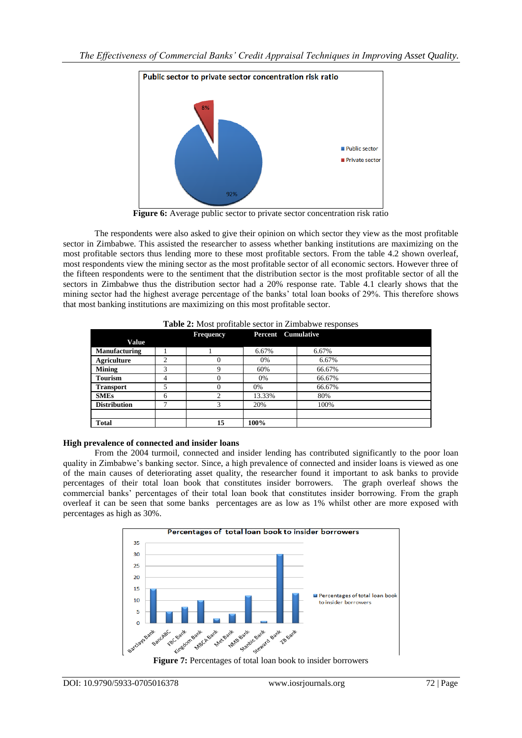**Figure 6:** Average public sector to private sector concentration risk ratio

The respondents were also asked to give their opinion on which sector they view as the most profitable sector in Zimbabwe. This assisted the researcher to assess whether banking institutions are maximizing on the most profitable sectors thus lending more to these most profitable sectors. From the table 4.2 shown overleaf, most respondents view the mining sector as the most profitable sector of all economic sectors. However three of the fifteen respondents were to the sentiment that the distribution sector is the most profitable sector of all the sectors in Zimbabwe thus the distribution sector had a 20% response rate. Table 4.1 clearly shows that the mining sector had the highest average percentage of the banks' total loan books of 29%. This therefore shows that most banking institutions are maximizing on this most profitable sector.

**Table 2:** Most profitable sector in Zimbabwe responses

| Value | | Frequency | Percent | Cumulative |
|---|---|---|---|---|
| **Manufacturing** | 1 | 1 | 6.67% | 6.67% |
| **Agriculture** | 2 | 0 | 0% | 6.67% |
| **Mining** | 3 | 9 | 60% | 66.67% |
| **Tourism** | 4 | 0 | 0% | 66.67% |
| **Transport** | 5 | 0 | 0% | 66.67% |
| **SMEs** | 6 | 2 | 13.33% | 80% |
| **Distribution** | 7 | 3 | 20% | 100% |
| | | | | |
| **Total** | | **15** | **100%** | |

### High prevalence of connected and insider loans

From the 2004 turmoil, connected and insider lending has contributed significantly to the poor loan quality in Zimbabwe's banking sector. Since, a high prevalence of connected and insider loans is viewed as one of the main causes of deteriorating asset quality, the researcher found it important to ask banks to provide percentages of their total loan book that constitutes insider borrowers. The graph overleaf shows the commercial banks' percentages of their total loan book that constitutes insider borrowing. From the graph overleaf it can be seen that some banks percentages are as low as 1% whilst other are more exposed with percentages as high as 30%.

**Figure 7:** Percentages of total loan book to insider borrowers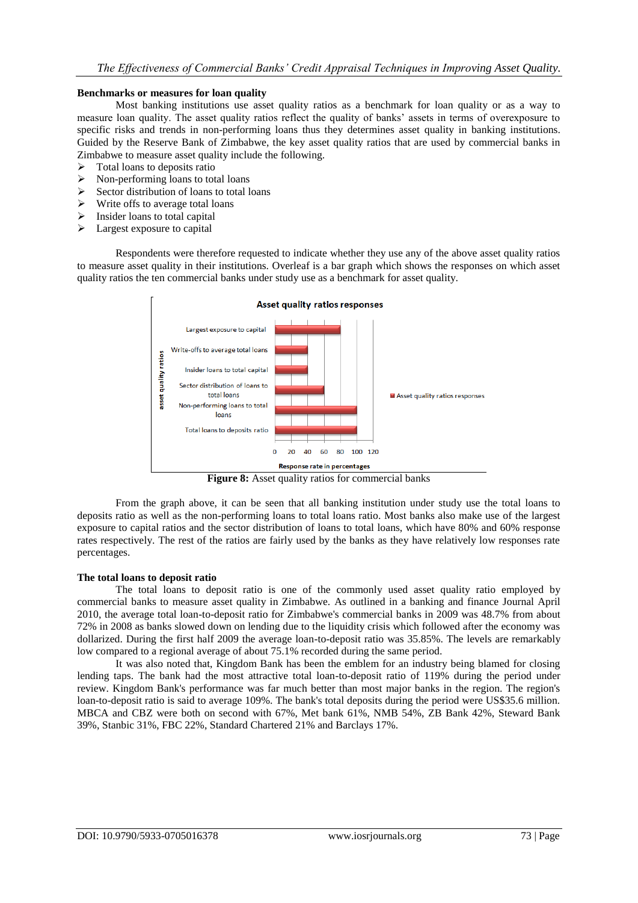### Benchmarks or measures for loan quality

Most banking institutions use asset quality ratios as a benchmark for loan quality or as a way to measure loan quality. The asset quality ratios reflect the quality of banks' assets in terms of overexposure to specific risks and trends in non-performing loans thus they determines asset quality in banking institutions. Guided by the Reserve Bank of Zimbabwe, the key asset quality ratios that are used by commercial banks in Zimbabwe to measure asset quality include the following.

- Total loans to deposits ratio
- Non-performing loans to total loans
- Sector distribution of loans to total loans
- Write offs to average total loans
- Insider loans to total capital
- Largest exposure to capital

Respondents were therefore requested to indicate whether they use any of the above asset quality ratios to measure asset quality in their institutions. Overleaf is a bar graph which shows the responses on which asset quality ratios the ten commercial banks under study use as a benchmark for asset quality.

**Figure 8:** Asset quality ratios for commercial banks

From the graph above, it can be seen that all banking institution under study use the total loans to deposits ratio as well as the non-performing loans to total loans ratio. Most banks also make use of the largest exposure to capital ratios and the sector distribution of loans to total loans, which have 80% and 60% response rates respectively. The rest of the ratios are fairly used by the banks as they have relatively low responses rate percentages.

### The total loans to deposit ratio

The total loans to deposit ratio is one of the commonly used asset quality ratio employed by commercial banks to measure asset quality in Zimbabwe. As outlined in a banking and finance Journal April 2010, the average total loan-to-deposit ratio for Zimbabwe's commercial banks in 2009 was 48.7% from about 72% in 2008 as banks slowed down on lending due to the liquidity crisis which followed after the economy was dollarized. During the first half 2009 the average loan-to-deposit ratio was 35.85%. The levels are remarkably low compared to a regional average of about 75.1% recorded during the same period.

It was also noted that, Kingdom Bank has been the emblem for an industry being blamed for closing lending taps. The bank had the most attractive total loan-to-deposit ratio of 119% during the period under review. Kingdom Bank's performance was far much better than most major banks in the region. The region's loan-to-deposit ratio is said to average 109%. The bank's total deposits during the period were US$35.6 million. MBCA and CBZ were both on second with 67%, Met bank 61%, NMB 54%, ZB Bank 42%, Steward Bank 39%, Stanbic 31%, FBC 22%, Standard Chartered 21% and Barclays 17%.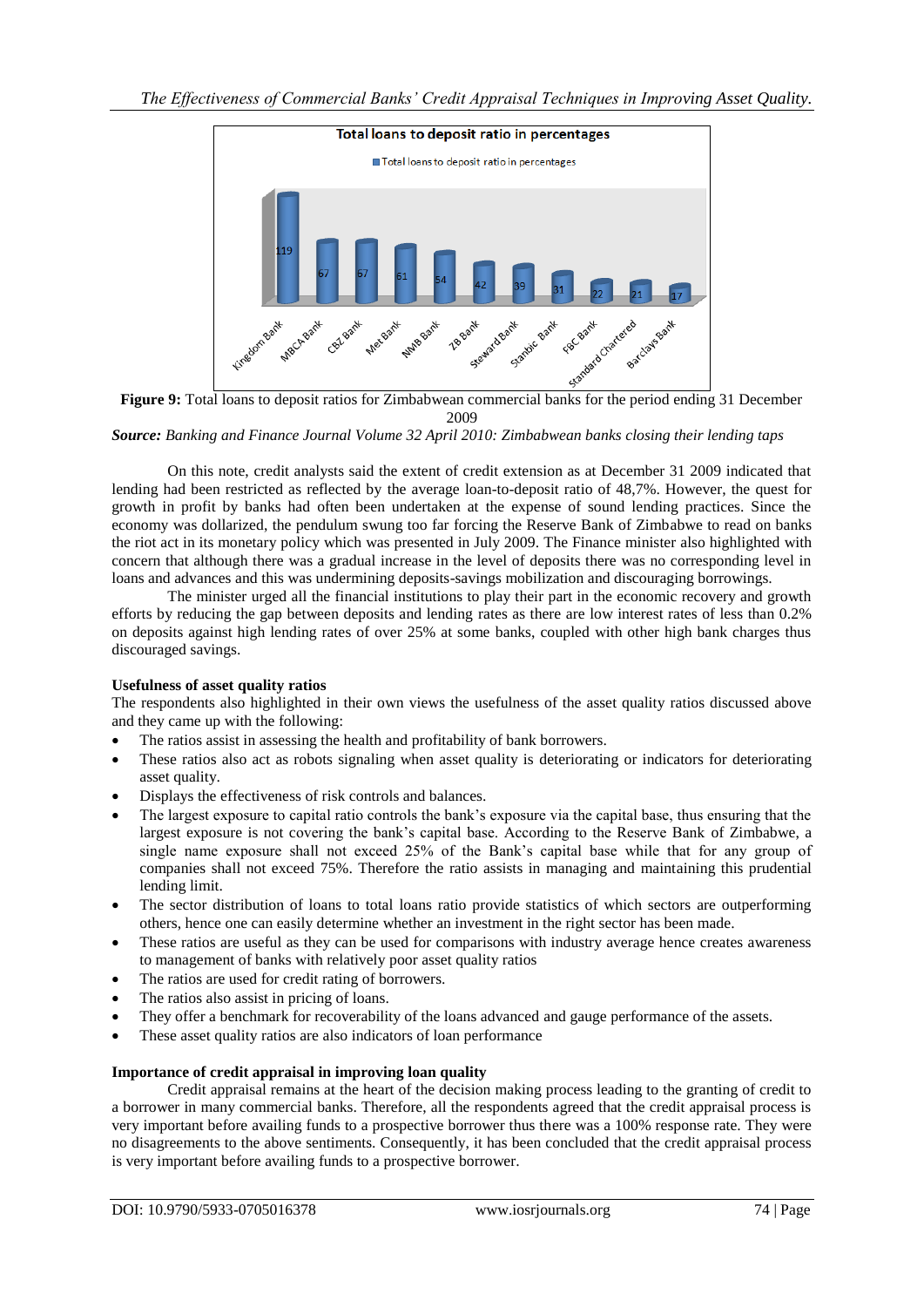Figure 9: Total loans to deposit ratios for Zimbabwean commercial banks for the period ending 31 December 2009

*Source: Banking and Finance Journal Volume 32 April 2010: Zimbabwean banks closing their lending taps*

On this note, credit analysts said the extent of credit extension as at December 31 2009 indicated that lending had been restricted as reflected by the average loan-to-deposit ratio of 48,7%. However, the quest for growth in profit by banks had often been undertaken at the expense of sound lending practices. Since the economy was dollarized, the pendulum swung too far forcing the Reserve Bank of Zimbabwe to read on banks the riot act in its monetary policy which was presented in July 2009. The Finance minister also highlighted with concern that although there was a gradual increase in the level of deposits there was no corresponding level in loans and advances and this was undermining deposits-savings mobilization and discouraging borrowings.

The minister urged all the financial institutions to play their part in the economic recovery and growth efforts by reducing the gap between deposits and lending rates as there are low interest rates of less than 0.2% on deposits against high lending rates of over 25% at some banks, coupled with other high bank charges thus discouraged savings.

**Usefulness of asset quality ratios**

The respondents also highlighted in their own views the usefulness of the asset quality ratios discussed above and they came up with the following:

- The ratios assist in assessing the health and profitability of bank borrowers.
- These ratios also act as robots signaling when asset quality is deteriorating or indicators for deteriorating asset quality.
- Displays the effectiveness of risk controls and balances.
- The largest exposure to capital ratio controls the bank's exposure via the capital base, thus ensuring that the largest exposure is not covering the bank's capital base. According to the Reserve Bank of Zimbabwe, a single name exposure shall not exceed 25% of the Bank's capital base while that for any group of companies shall not exceed 75%. Therefore the ratio assists in managing and maintaining this prudential lending limit.
- The sector distribution of loans to total loans ratio provide statistics of which sectors are outperforming others, hence one can easily determine whether an investment in the right sector has been made.
- These ratios are useful as they can be used for comparisons with industry average hence creates awareness to management of banks with relatively poor asset quality ratios
- The ratios are used for credit rating of borrowers.
- The ratios also assist in pricing of loans.
- They offer a benchmark for recoverability of the loans advanced and gauge performance of the assets.
- These asset quality ratios are also indicators of loan performance

**Importance of credit appraisal in improving loan quality**

Credit appraisal remains at the heart of the decision making process leading to the granting of credit to a borrower in many commercial banks. Therefore, all the respondents agreed that the credit appraisal process is very important before availing funds to a prospective borrower thus there was a 100% response rate. They were no disagreements to the above sentiments. Consequently, it has been concluded that the credit appraisal process is very important before availing funds to a prospective borrower.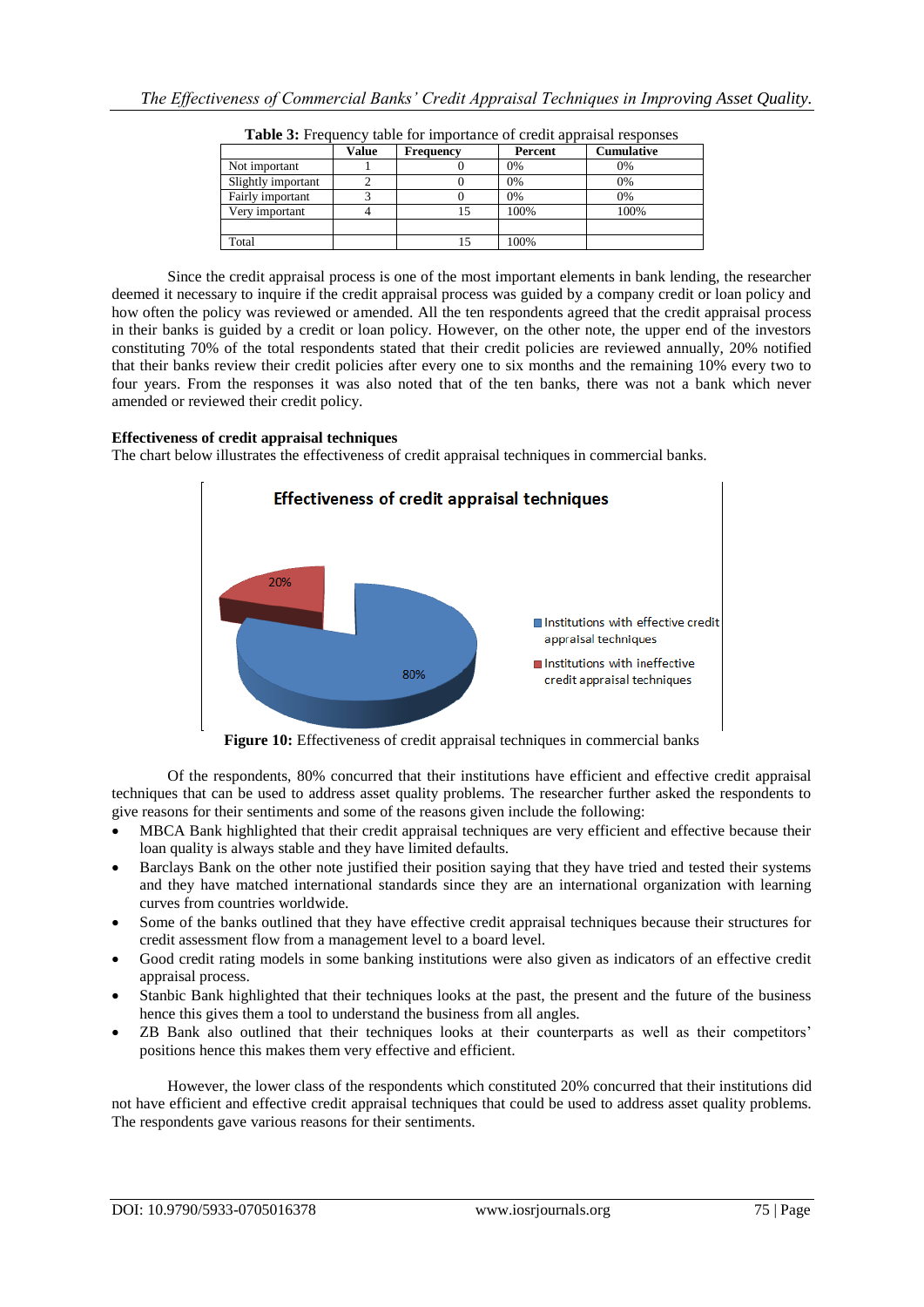**Table 3:** Frequency table for importance of credit appraisal responses

| | Value | Frequency | Percent | Cumulative |
|---|---|---|---|---|
| Not important | 1 | 0 | 0% | 0% |
| Slightly important | 2 | 0 | 0% | 0% |
| Fairly important | 3 | 0 | 0% | 0% |
| Very important | 4 | 15 | 100% | 100% |
| | | | | |
| Total | | 15 | 100% | |

Since the credit appraisal process is one of the most important elements in bank lending, the researcher deemed it necessary to inquire if the credit appraisal process was guided by a company credit or loan policy and how often the policy was reviewed or amended. All the ten respondents agreed that the credit appraisal process in their banks is guided by a credit or loan policy. However, on the other note, the upper end of the investors constituting 70% of the total respondents stated that their credit policies are reviewed annually, 20% notified that their banks review their credit policies after every one to six months and the remaining 10% every two to four years. From the responses it was also noted that of the ten banks, there was not a bank which never amended or reviewed their credit policy.

**Effectiveness of credit appraisal techniques**

The chart below illustrates the effectiveness of credit appraisal techniques in commercial banks.

**Figure 10:** Effectiveness of credit appraisal techniques in commercial banks

Of the respondents, 80% concurred that their institutions have efficient and effective credit appraisal techniques that can be used to address asset quality problems. The researcher further asked the respondents to give reasons for their sentiments and some of the reasons given include the following:

- MBCA Bank highlighted that their credit appraisal techniques are very efficient and effective because their loan quality is always stable and they have limited defaults.
- Barclays Bank on the other note justified their position saying that they have tried and tested their systems and they have matched international standards since they are an international organization with learning curves from countries worldwide.
- Some of the banks outlined that they have effective credit appraisal techniques because their structures for credit assessment flow from a management level to a board level.
- Good credit rating models in some banking institutions were also given as indicators of an effective credit appraisal process.
- Stanbic Bank highlighted that their techniques looks at the past, the present and the future of the business hence this gives them a tool to understand the business from all angles.
- ZB Bank also outlined that their techniques looks at their counterparts as well as their competitors' positions hence this makes them very effective and efficient.

However, the lower class of the respondents which constituted 20% concurred that their institutions did not have efficient and effective credit appraisal techniques that could be used to address asset quality problems. The respondents gave various reasons for their sentiments.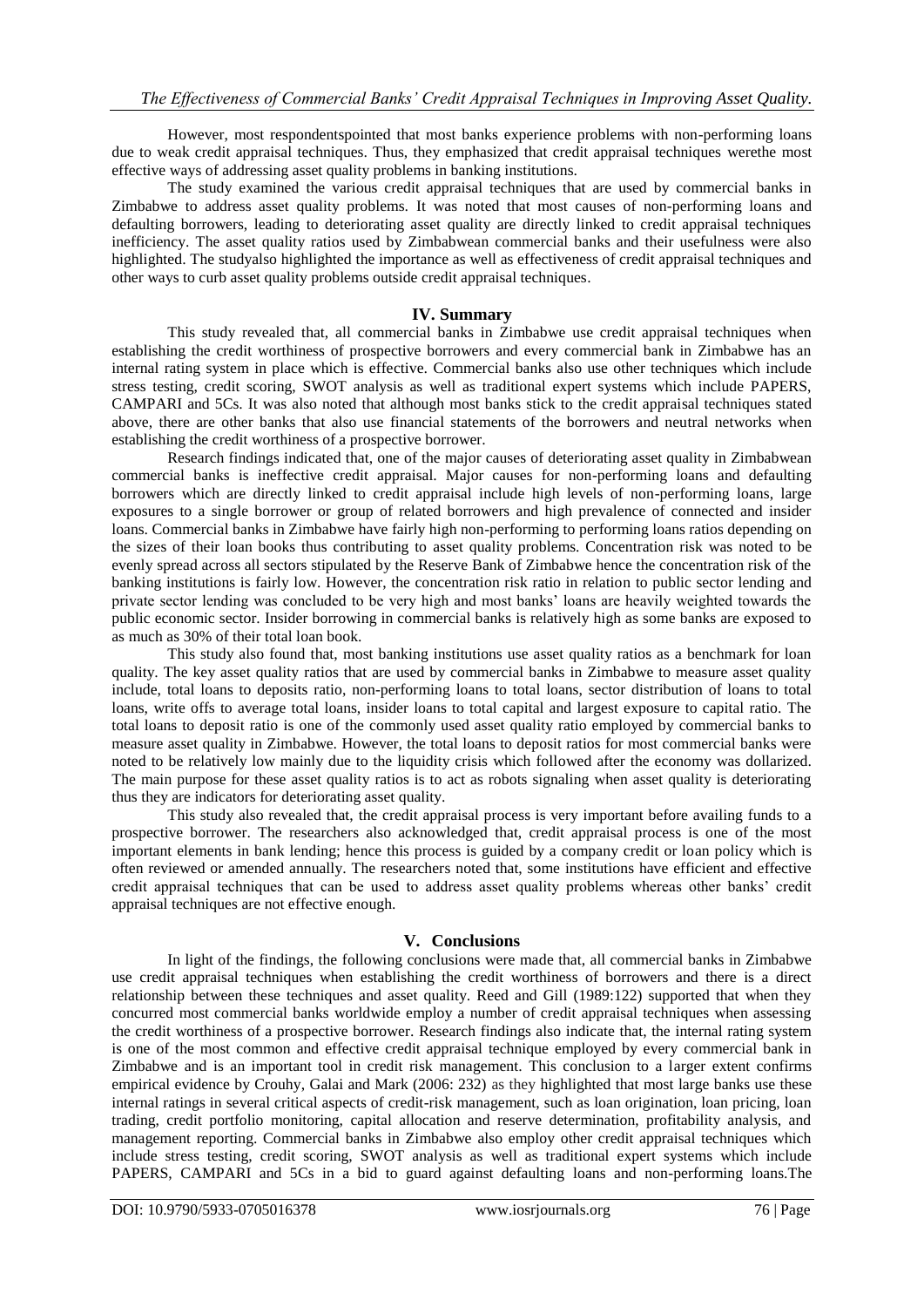However, most respondentspointed that most banks experience problems with non-performing loans due to weak credit appraisal techniques. Thus, they emphasized that credit appraisal techniques werethe most effective ways of addressing asset quality problems in banking institutions.

The study examined the various credit appraisal techniques that are used by commercial banks in Zimbabwe to address asset quality problems. It was noted that most causes of non-performing loans and defaulting borrowers, leading to deteriorating asset quality are directly linked to credit appraisal techniques inefficiency. The asset quality ratios used by Zimbabwean commercial banks and their usefulness were also highlighted. The studyalso highlighted the importance as well as effectiveness of credit appraisal techniques and other ways to curb asset quality problems outside credit appraisal techniques.

## IV. Summary

This study revealed that, all commercial banks in Zimbabwe use credit appraisal techniques when establishing the credit worthiness of prospective borrowers and every commercial bank in Zimbabwe has an internal rating system in place which is effective. Commercial banks also use other techniques which include stress testing, credit scoring, SWOT analysis as well as traditional expert systems which include PAPERS, CAMPARI and 5Cs. It was also noted that although most banks stick to the credit appraisal techniques stated above, there are other banks that also use financial statements of the borrowers and neutral networks when establishing the credit worthiness of a prospective borrower.

Research findings indicated that, one of the major causes of deteriorating asset quality in Zimbabwean commercial banks is ineffective credit appraisal. Major causes for non-performing loans and defaulting borrowers which are directly linked to credit appraisal include high levels of non-performing loans, large exposures to a single borrower or group of related borrowers and high prevalence of connected and insider loans. Commercial banks in Zimbabwe have fairly high non-performing to performing loans ratios depending on the sizes of their loan books thus contributing to asset quality problems. Concentration risk was noted to be evenly spread across all sectors stipulated by the Reserve Bank of Zimbabwe hence the concentration risk of the banking institutions is fairly low. However, the concentration risk ratio in relation to public sector lending and private sector lending was concluded to be very high and most banks' loans are heavily weighted towards the public economic sector. Insider borrowing in commercial banks is relatively high as some banks are exposed to as much as 30% of their total loan book.

This study also found that, most banking institutions use asset quality ratios as a benchmark for loan quality. The key asset quality ratios that are used by commercial banks in Zimbabwe to measure asset quality include, total loans to deposits ratio, non-performing loans to total loans, sector distribution of loans to total loans, write offs to average total loans, insider loans to total capital and largest exposure to capital ratio. The total loans to deposit ratio is one of the commonly used asset quality ratio employed by commercial banks to measure asset quality in Zimbabwe. However, the total loans to deposit ratios for most commercial banks were noted to be relatively low mainly due to the liquidity crisis which followed after the economy was dollarized. The main purpose for these asset quality ratios is to act as robots signaling when asset quality is deteriorating thus they are indicators for deteriorating asset quality.

This study also revealed that, the credit appraisal process is very important before availing funds to a prospective borrower. The researchers also acknowledged that, credit appraisal process is one of the most important elements in bank lending; hence this process is guided by a company credit or loan policy which is often reviewed or amended annually. The researchers noted that, some institutions have efficient and effective credit appraisal techniques that can be used to address asset quality problems whereas other banks' credit appraisal techniques are not effective enough.

## V. Conclusions

In light of the findings, the following conclusions were made that, all commercial banks in Zimbabwe use credit appraisal techniques when establishing the credit worthiness of borrowers and there is a direct relationship between these techniques and asset quality. Reed and Gill (1989:122) supported that when they concurred most commercial banks worldwide employ a number of credit appraisal techniques when assessing the credit worthiness of a prospective borrower. Research findings also indicate that, the internal rating system is one of the most common and effective credit appraisal technique employed by every commercial bank in Zimbabwe and is an important tool in credit risk management. This conclusion to a larger extent confirms empirical evidence by Crouhy, Galai and Mark (2006: 232) as they highlighted that most large banks use these internal ratings in several critical aspects of credit-risk management, such as loan origination, loan pricing, loan trading, credit portfolio monitoring, capital allocation and reserve determination, profitability analysis, and management reporting. Commercial banks in Zimbabwe also employ other credit appraisal techniques which include stress testing, credit scoring, SWOT analysis as well as traditional expert systems which include PAPERS, CAMPARI and 5Cs in a bid to guard against defaulting loans and non-performing loans.The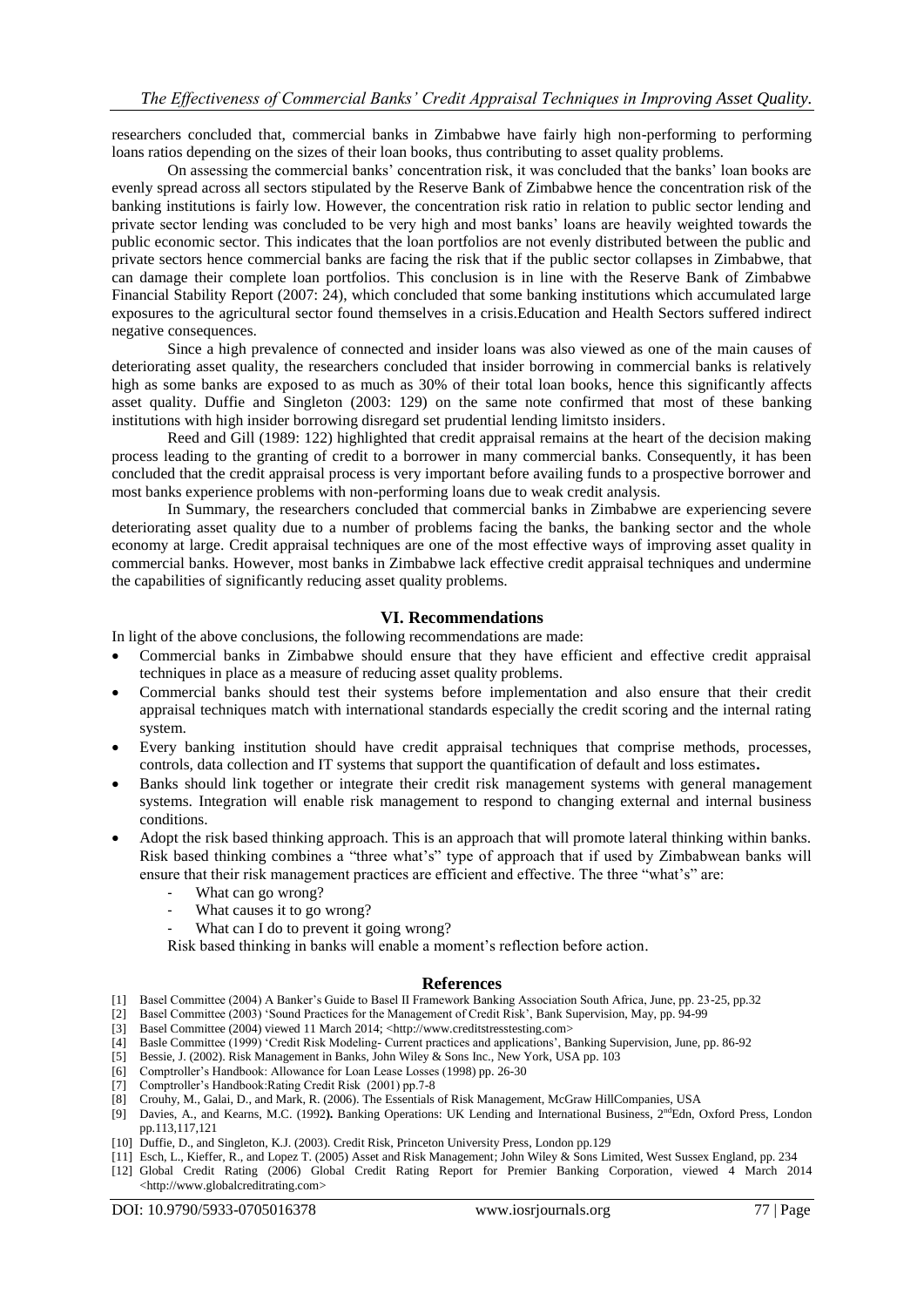researchers concluded that, commercial banks in Zimbabwe have fairly high non-performing to performing loans ratios depending on the sizes of their loan books, thus contributing to asset quality problems.

On assessing the commercial banks' concentration risk, it was concluded that the banks' loan books are evenly spread across all sectors stipulated by the Reserve Bank of Zimbabwe hence the concentration risk of the banking institutions is fairly low. However, the concentration risk ratio in relation to public sector lending and private sector lending was concluded to be very high and most banks' loans are heavily weighted towards the public economic sector. This indicates that the loan portfolios are not evenly distributed between the public and private sectors hence commercial banks are facing the risk that if the public sector collapses in Zimbabwe, that can damage their complete loan portfolios. This conclusion is in line with the Reserve Bank of Zimbabwe Financial Stability Report (2007: 24), which concluded that some banking institutions which accumulated large exposures to the agricultural sector found themselves in a crisis.Education and Health Sectors suffered indirect negative consequences.

Since a high prevalence of connected and insider loans was also viewed as one of the main causes of deteriorating asset quality, the researchers concluded that insider borrowing in commercial banks is relatively high as some banks are exposed to as much as 30% of their total loan books, hence this significantly affects asset quality. Duffie and Singleton (2003: 129) on the same note confirmed that most of these banking institutions with high insider borrowing disregard set prudential lending limitsto insiders.

Reed and Gill (1989: 122) highlighted that credit appraisal remains at the heart of the decision making process leading to the granting of credit to a borrower in many commercial banks. Consequently, it has been concluded that the credit appraisal process is very important before availing funds to a prospective borrower and most banks experience problems with non-performing loans due to weak credit analysis.

In Summary, the researchers concluded that commercial banks in Zimbabwe are experiencing severe deteriorating asset quality due to a number of problems facing the banks, the banking sector and the whole economy at large. Credit appraisal techniques are one of the most effective ways of improving asset quality in commercial banks. However, most banks in Zimbabwe lack effective credit appraisal techniques and undermine the capabilities of significantly reducing asset quality problems.

## VI. Recommendations

In light of the above conclusions, the following recommendations are made:

- Commercial banks in Zimbabwe should ensure that they have efficient and effective credit appraisal techniques in place as a measure of reducing asset quality problems.
- Commercial banks should test their systems before implementation and also ensure that their credit appraisal techniques match with international standards especially the credit scoring and the internal rating system.
- Every banking institution should have credit appraisal techniques that comprise methods, processes, controls, data collection and IT systems that support the quantification of default and loss estimates**.**
- Banks should link together or integrate their credit risk management systems with general management systems. Integration will enable risk management to respond to changing external and internal business conditions.
- Adopt the risk based thinking approach. This is an approach that will promote lateral thinking within banks. Risk based thinking combines a "three what's" type of approach that if used by Zimbabwean banks will ensure that their risk management practices are efficient and effective. The three "what's" are:
    - What can go wrong?
    - What causes it to go wrong?
    - What can I do to prevent it going wrong?

  Risk based thinking in banks will enable a moment's reflection before action.

## References

[1] Basel Committee (2004) A Banker's Guide to Basel II Framework Banking Association South Africa, June, pp. 23-25, pp.32

[2] Basel Committee (2003) 'Sound Practices for the Management of Credit Risk', Bank Supervision, May, pp. 94-99

[3] Basel Committee (2004) viewed 11 March 2014; <http://www.creditstresstesting.com>

[4] Basle Committee (1999) 'Credit Risk Modeling- Current practices and applications', Banking Supervision, June, pp. 86-92

[5] Bessie, J. (2002). Risk Management in Banks, John Wiley & Sons Inc., New York, USA pp. 103

[6] Comptroller's Handbook: Allowance for Loan Lease Losses (1998) pp. 26-30

[7] Comptroller's Handbook:Rating Credit Risk (2001) pp.7-8

[8] Crouhy, M., Galai, D., and Mark, R. (2006). The Essentials of Risk Management, McGraw HillCompanies, USA

[9] Davies, A., and Kearns, M.C. (1992**).** Banking Operations: UK Lending and International Business, 2ndEdn, Oxford Press, London pp.113,117,121

[10] Duffie, D., and Singleton, K.J. (2003). Credit Risk, Princeton University Press, London pp.129

[11] Esch, L., Kieffer, R., and Lopez T. (2005) Asset and Risk Management; John Wiley & Sons Limited, West Sussex England, pp. 234

[12] Global Credit Rating (2006) Global Credit Rating Report for Premier Banking Corporation, viewed 4 March 2014 <http://www.globalcreditrating.com>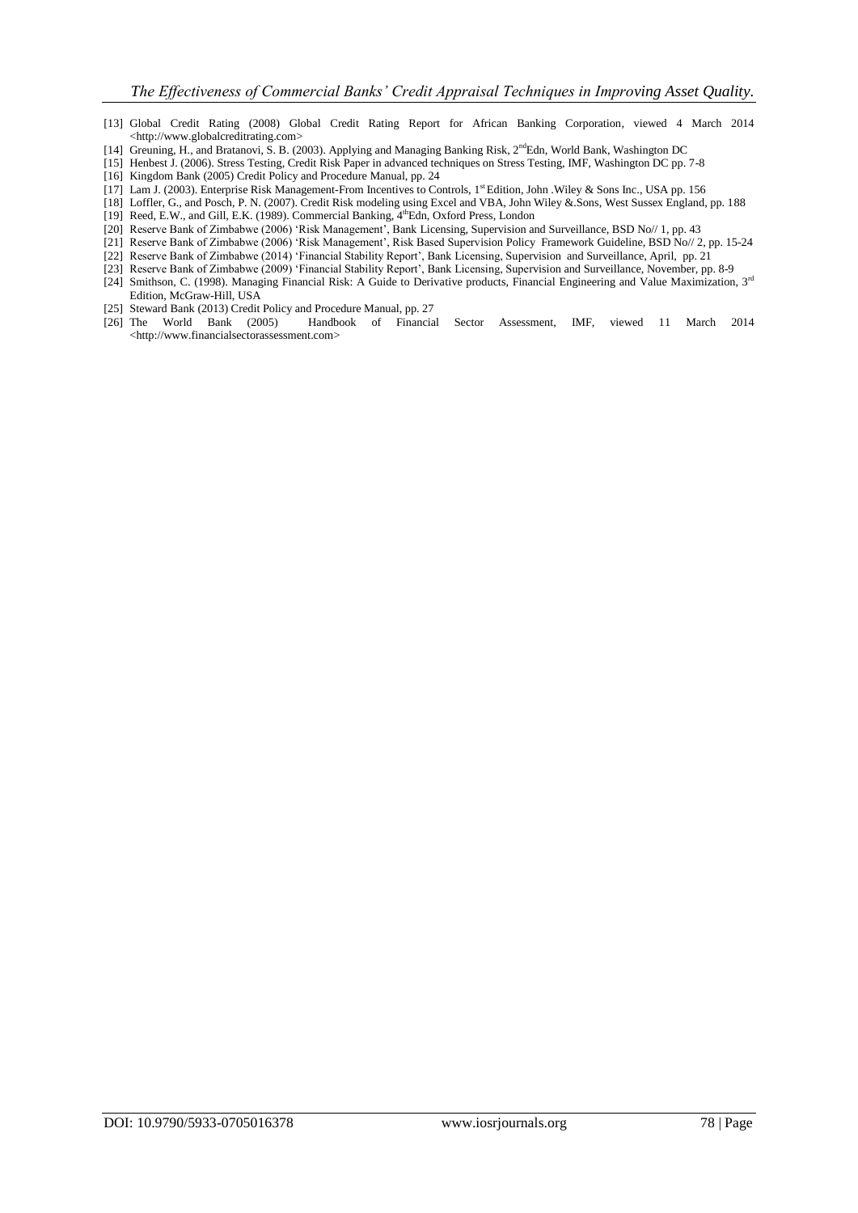[13] Global Credit Rating (2008) Global Credit Rating Report for African Banking Corporation, viewed 4 March 2014 <http://www.globalcreditrating.com>

[14] Greuning, H., and Bratanovi, S. B. (2003). Applying and Managing Banking Risk, 2nd Edn, World Bank, Washington DC

[15] Henbest J. (2006). Stress Testing, Credit Risk Paper in advanced techniques on Stress Testing, IMF, Washington DC pp. 7-8

[16] Kingdom Bank (2005) Credit Policy and Procedure Manual, pp. 24

[17] Lam J. (2003). Enterprise Risk Management-From Incentives to Controls, 1st Edition, John .Wiley & Sons Inc., USA pp. 156

[18] Loffler, G., and Posch, P. N. (2007). Credit Risk modeling using Excel and VBA, John Wiley &.Sons, West Sussex England, pp. 188

[19] Reed, E.W., and Gill, E.K. (1989). Commercial Banking, 4th Edn, Oxford Press, London

[20] Reserve Bank of Zimbabwe (2006) 'Risk Management', Bank Licensing, Supervision and Surveillance, BSD No// 1, pp. 43

[21] Reserve Bank of Zimbabwe (2006) 'Risk Management', Risk Based Supervision Policy Framework Guideline, BSD No// 2, pp. 15-24

[22] Reserve Bank of Zimbabwe (2014) 'Financial Stability Report', Bank Licensing, Supervision and Surveillance, April, pp. 21

[23] Reserve Bank of Zimbabwe (2009) 'Financial Stability Report', Bank Licensing, Supervision and Surveillance, November, pp. 8-9

[24] Smithson, C. (1998). Managing Financial Risk: A Guide to Derivative products, Financial Engineering and Value Maximization, 3rd Edition, McGraw-Hill, USA

[25] Steward Bank (2013) Credit Policy and Procedure Manual, pp. 27

[26] The World Bank (2005) Handbook of Financial Sector Assessment, IMF, viewed 11 March 2014 <http://www.financialsectorassessment.com>